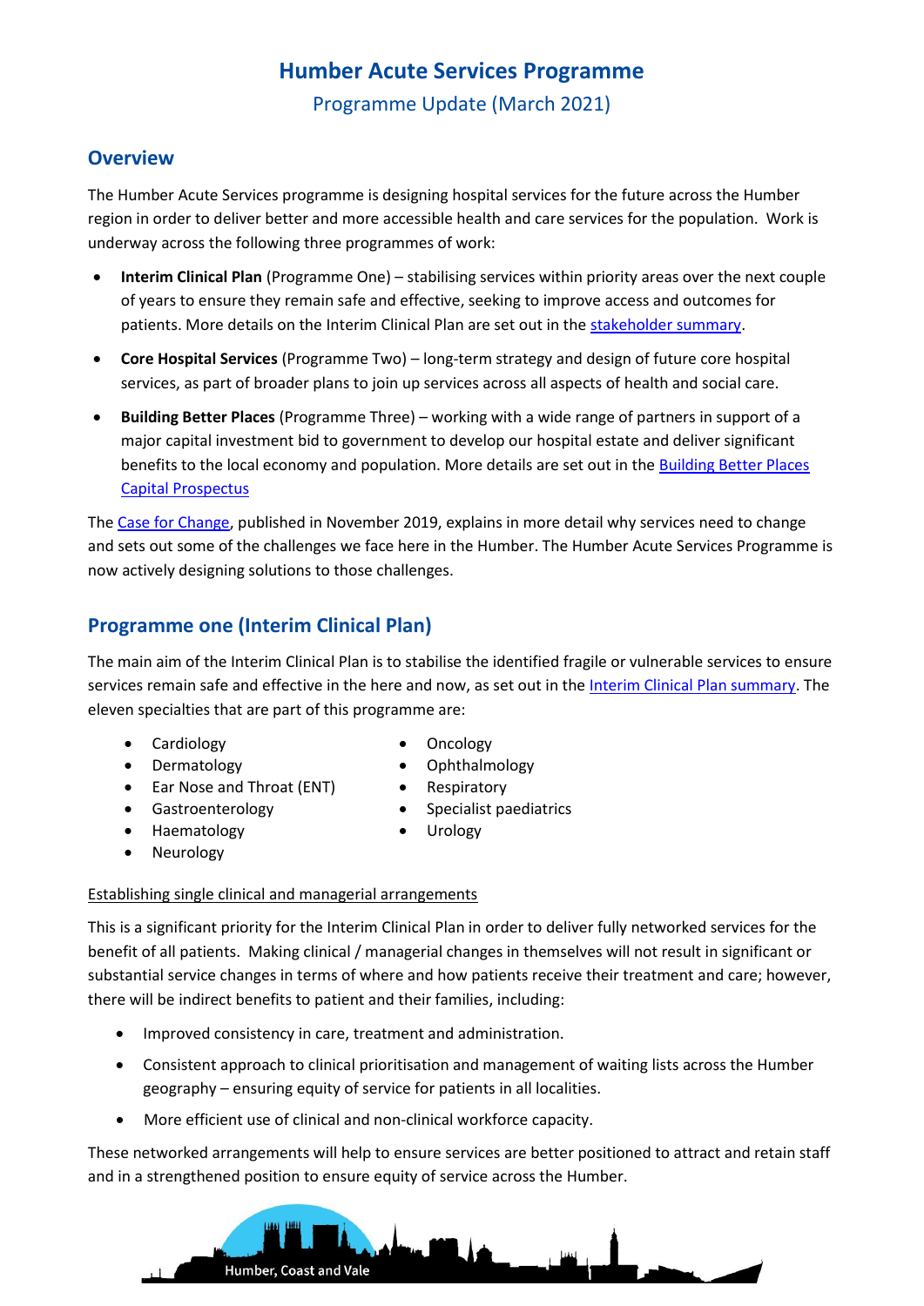# Humber Acute Services Programme

Programme Update (March 2021)

## Overview

The Humber Acute Services programme is designing hospital services for the future across the Humber region in order to deliver better and more accessible health and care services for the population. Work is underway across the following three programmes of work:

- **Interim Clinical Plan** (Programme One) – stabilising services within priority areas over the next couple of years to ensure they remain safe and effective, seeking to improve access and outcomes for patients. More details on the Interim Clinical Plan are set out in the stakeholder summary.
- **Core Hospital Services** (Programme Two) – long-term strategy and design of future core hospital services, as part of broader plans to join up services across all aspects of health and social care.
- **Building Better Places** (Programme Three) – working with a wide range of partners in support of a major capital investment bid to government to develop our hospital estate and deliver significant benefits to the local economy and population. More details are set out in the Building Better Places Capital Prospectus

The Case for Change, published in November 2019, explains in more detail why services need to change and sets out some of the challenges we face here in the Humber. The Humber Acute Services Programme is now actively designing solutions to those challenges.

## Programme one (Interim Clinical Plan)

The main aim of the Interim Clinical Plan is to stabilise the identified fragile or vulnerable services to ensure services remain safe and effective in the here and now, as set out in the Interim Clinical Plan summary. The eleven specialties that are part of this programme are:

- Cardiology
- Dermatology
- Ear Nose and Throat (ENT)
- Gastroenterology
- Haematology
- Neurology
- Oncology
- Ophthalmology
- Respiratory
- Specialist paediatrics
- Urology

Establishing single clinical and managerial arrangements

This is a significant priority for the Interim Clinical Plan in order to deliver fully networked services for the benefit of all patients. Making clinical / managerial changes in themselves will not result in significant or substantial service changes in terms of where and how patients receive their treatment and care; however, there will be indirect benefits to patient and their families, including:

- Improved consistency in care, treatment and administration.
- Consistent approach to clinical prioritisation and management of waiting lists across the Humber geography – ensuring equity of service for patients in all localities.
- More efficient use of clinical and non-clinical workforce capacity.

These networked arrangements will help to ensure services are better positioned to attract and retain staff and in a strengthened position to ensure equity of service across the Humber.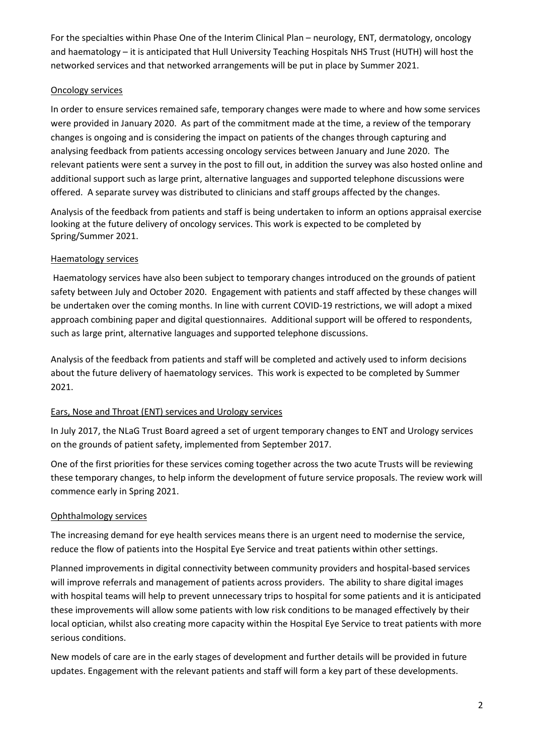For the specialties within Phase One of the Interim Clinical Plan – neurology, ENT, dermatology, oncology and haematology – it is anticipated that Hull University Teaching Hospitals NHS Trust (HUTH) will host the networked services and that networked arrangements will be put in place by Summer 2021.

## Oncology services

In order to ensure services remained safe, temporary changes were made to where and how some services were provided in January 2020. As part of the commitment made at the time, a review of the temporary changes is ongoing and is considering the impact on patients of the changes through capturing and analysing feedback from patients accessing oncology services between January and June 2020. The relevant patients were sent a survey in the post to fill out, in addition the survey was also hosted online and additional support such as large print, alternative languages and supported telephone discussions were offered. A separate survey was distributed to clinicians and staff groups affected by the changes.

Analysis of the feedback from patients and staff is being undertaken to inform an options appraisal exercise looking at the future delivery of oncology services. This work is expected to be completed by Spring/Summer 2021.

## Haematology services

Haematology services have also been subject to temporary changes introduced on the grounds of patient safety between July and October 2020. Engagement with patients and staff affected by these changes will be undertaken over the coming months. In line with current COVID-19 restrictions, we will adopt a mixed approach combining paper and digital questionnaires. Additional support will be offered to respondents, such as large print, alternative languages and supported telephone discussions.

Analysis of the feedback from patients and staff will be completed and actively used to inform decisions about the future delivery of haematology services. This work is expected to be completed by Summer 2021.

## Ears, Nose and Throat (ENT) services and Urology services

In July 2017, the NLaG Trust Board agreed a set of urgent temporary changes to ENT and Urology services on the grounds of patient safety, implemented from September 2017.

One of the first priorities for these services coming together across the two acute Trusts will be reviewing these temporary changes, to help inform the development of future service proposals. The review work will commence early in Spring 2021.

## Ophthalmology services

The increasing demand for eye health services means there is an urgent need to modernise the service, reduce the flow of patients into the Hospital Eye Service and treat patients within other settings.

Planned improvements in digital connectivity between community providers and hospital-based services will improve referrals and management of patients across providers. The ability to share digital images with hospital teams will help to prevent unnecessary trips to hospital for some patients and it is anticipated these improvements will allow some patients with low risk conditions to be managed effectively by their local optician, whilst also creating more capacity within the Hospital Eye Service to treat patients with more serious conditions.

New models of care are in the early stages of development and further details will be provided in future updates. Engagement with the relevant patients and staff will form a key part of these developments.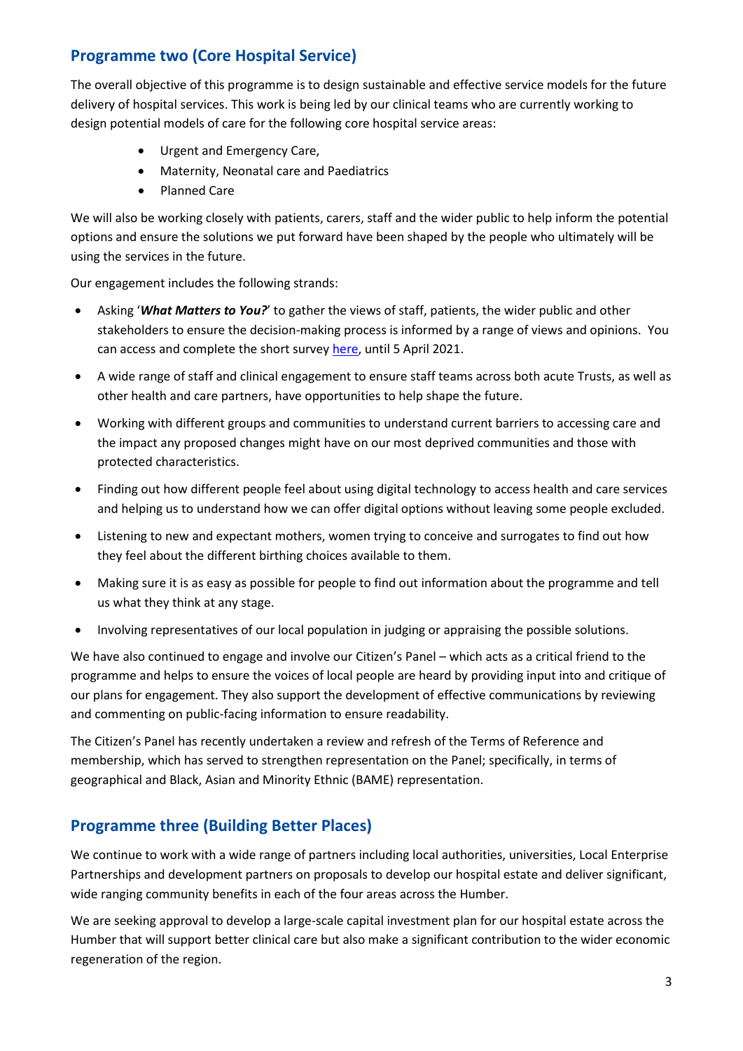## Programme two (Core Hospital Service)

The overall objective of this programme is to design sustainable and effective service models for the future delivery of hospital services. This work is being led by our clinical teams who are currently working to design potential models of care for the following core hospital service areas:

- Urgent and Emergency Care,
- Maternity, Neonatal care and Paediatrics
- Planned Care

We will also be working closely with patients, carers, staff and the wider public to help inform the potential options and ensure the solutions we put forward have been shaped by the people who ultimately will be using the services in the future.

Our engagement includes the following strands:

- Asking '***What Matters to You?***' to gather the views of staff, patients, the wider public and other stakeholders to ensure the decision-making process is informed by a range of views and opinions. You can access and complete the short survey here, until 5 April 2021.
- A wide range of staff and clinical engagement to ensure staff teams across both acute Trusts, as well as other health and care partners, have opportunities to help shape the future.
- Working with different groups and communities to understand current barriers to accessing care and the impact any proposed changes might have on our most deprived communities and those with protected characteristics.
- Finding out how different people feel about using digital technology to access health and care services and helping us to understand how we can offer digital options without leaving some people excluded.
- Listening to new and expectant mothers, women trying to conceive and surrogates to find out how they feel about the different birthing choices available to them.
- Making sure it is as easy as possible for people to find out information about the programme and tell us what they think at any stage.
- Involving representatives of our local population in judging or appraising the possible solutions.

We have also continued to engage and involve our Citizen's Panel – which acts as a critical friend to the programme and helps to ensure the voices of local people are heard by providing input into and critique of our plans for engagement. They also support the development of effective communications by reviewing and commenting on public-facing information to ensure readability.

The Citizen's Panel has recently undertaken a review and refresh of the Terms of Reference and membership, which has served to strengthen representation on the Panel; specifically, in terms of geographical and Black, Asian and Minority Ethnic (BAME) representation.

## Programme three (Building Better Places)

We continue to work with a wide range of partners including local authorities, universities, Local Enterprise Partnerships and development partners on proposals to develop our hospital estate and deliver significant, wide ranging community benefits in each of the four areas across the Humber.

We are seeking approval to develop a large-scale capital investment plan for our hospital estate across the Humber that will support better clinical care but also make a significant contribution to the wider economic regeneration of the region.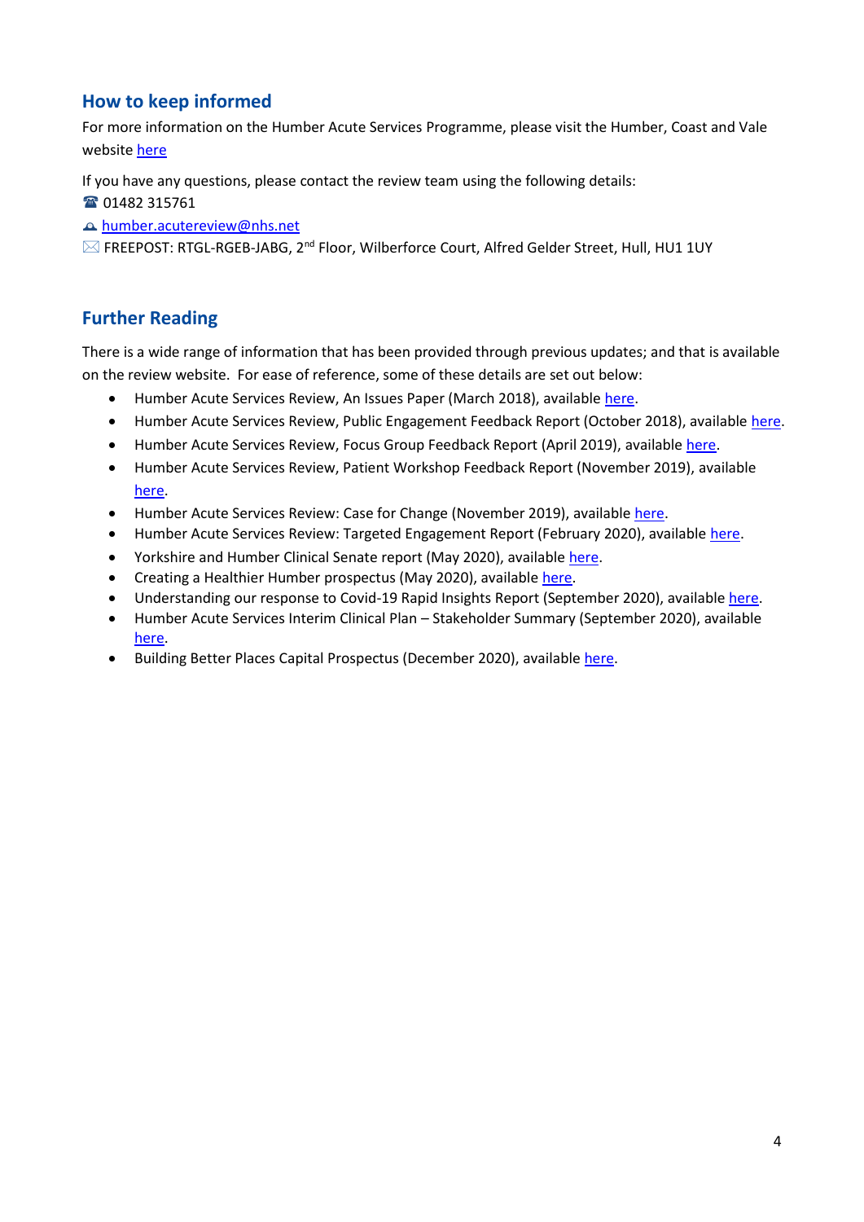## How to keep informed

For more information on the Humber Acute Services Programme, please visit the Humber, Coast and Vale website here

If you have any questions, please contact the review team using the following details:

☎ 01482 315761

humber.acutereview@nhs.net

✉ FREEPOST: RTGL-RGEB-JABG, 2nd Floor, Wilberforce Court, Alfred Gelder Street, Hull, HU1 1UY

## Further Reading

There is a wide range of information that has been provided through previous updates; and that is available on the review website. For ease of reference, some of these details are set out below:

- Humber Acute Services Review, An Issues Paper (March 2018), available here.
- Humber Acute Services Review, Public Engagement Feedback Report (October 2018), available here.
- Humber Acute Services Review, Focus Group Feedback Report (April 2019), available here.
- Humber Acute Services Review, Patient Workshop Feedback Report (November 2019), available here.
- Humber Acute Services Review: Case for Change (November 2019), available here.
- Humber Acute Services Review: Targeted Engagement Report (February 2020), available here.
- Yorkshire and Humber Clinical Senate report (May 2020), available here.
- Creating a Healthier Humber prospectus (May 2020), available here.
- Understanding our response to Covid-19 Rapid Insights Report (September 2020), available here.
- Humber Acute Services Interim Clinical Plan – Stakeholder Summary (September 2020), available here.
- Building Better Places Capital Prospectus (December 2020), available here.